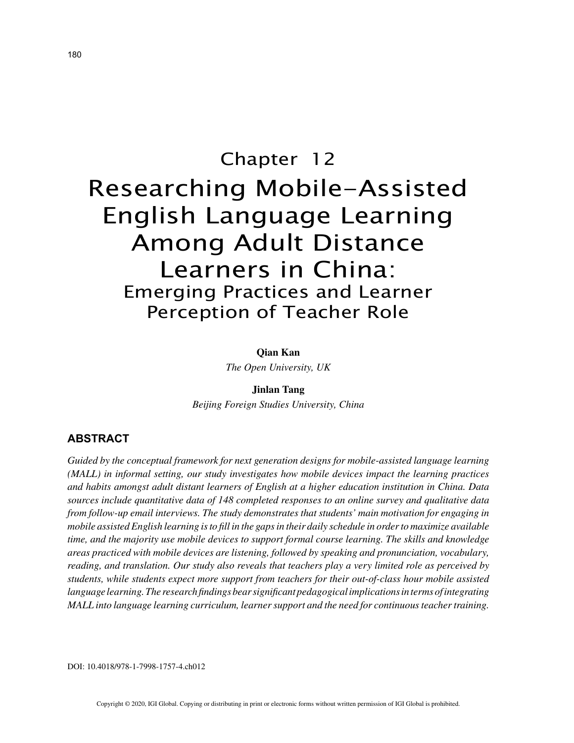# Chapter 12

# Researching Mobile-Assisted English Language Learning Among Adult Distance Learners in China:

## Emerging Practices and Learner Perception of Teacher Role

**Qian Kan**

*The Open University, UK*

**Jinlan Tang**

*Beijing Foreign Studies University, China*

## ABSTRACT

*Guided by the conceptual framework for next generation designs for mobile-assisted language learning (MALL) in informal setting, our study investigates how mobile devices impact the learning practices and habits amongst adult distant learners of English at a higher education institution in China. Data sources include quantitative data of 148 completed responses to an online survey and qualitative data from follow-up email interviews. The study demonstrates that students' main motivation for engaging in mobile assisted English learning is to fill in the gaps in their daily schedule in order to maximize available time, and the majority use mobile devices to support formal course learning. The skills and knowledge areas practiced with mobile devices are listening, followed by speaking and pronunciation, vocabulary, reading, and translation. Our study also reveals that teachers play a very limited role as perceived by students, while students expect more support from teachers for their out-of-class hour mobile assisted language learning. The research findings bear significant pedagogical implications in terms of integrating MALL into language learning curriculum, learner support and the need for continuous teacher training.*

DOI: 10.4018/978-1-7998-1757-4.ch012

Copyright © 2020, IGI Global. Copying or distributing in print or electronic forms without written permission of IGI Global is prohibited.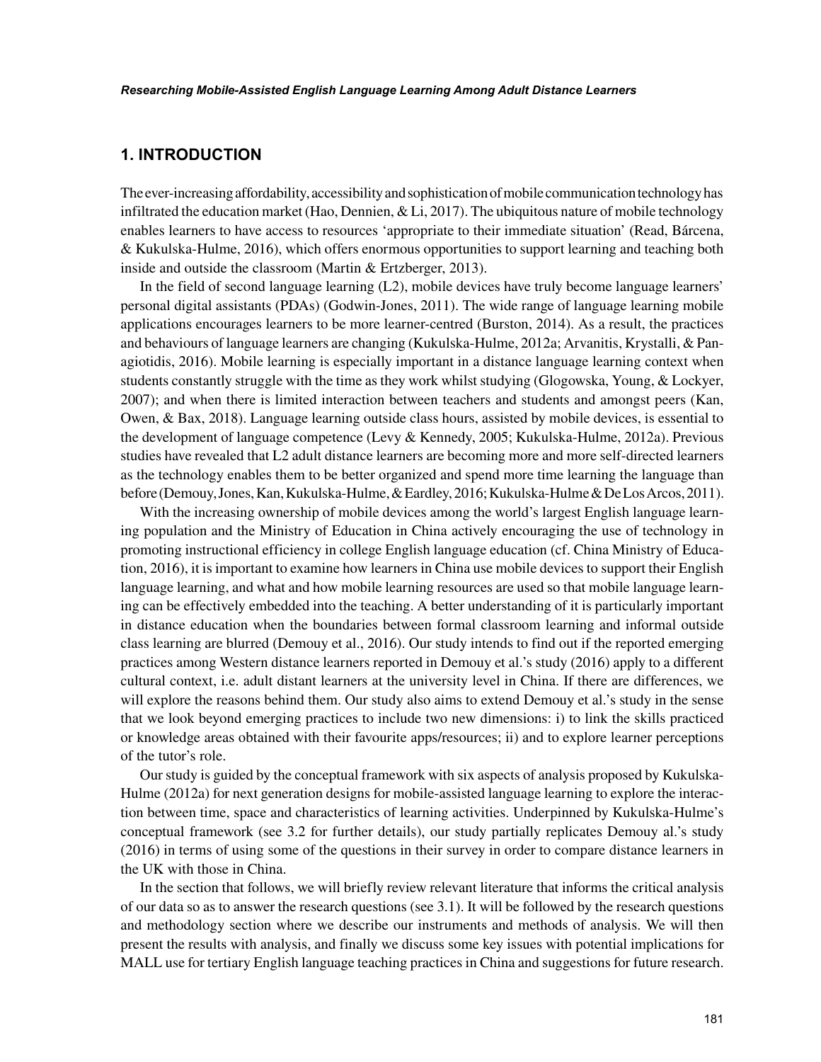## 1. INTRODUCTION

The ever-increasing affordability, accessibility and sophistication of mobile communication technology has infiltrated the education market (Hao, Dennien, & Li, 2017). The ubiquitous nature of mobile technology enables learners to have access to resources 'appropriate to their immediate situation' (Read, Bárcena, & Kukulska-Hulme, 2016), which offers enormous opportunities to support learning and teaching both inside and outside the classroom (Martin & Ertzberger, 2013).

In the field of second language learning (L2), mobile devices have truly become language learners' personal digital assistants (PDAs) (Godwin-Jones, 2011). The wide range of language learning mobile applications encourages learners to be more learner-centred (Burston, 2014). As a result, the practices and behaviours of language learners are changing (Kukulska-Hulme, 2012a; Arvanitis, Krystalli, & Panagiotidis, 2016). Mobile learning is especially important in a distance language learning context when students constantly struggle with the time as they work whilst studying (Glogowska, Young, & Lockyer, 2007); and when there is limited interaction between teachers and students and amongst peers (Kan, Owen, & Bax, 2018). Language learning outside class hours, assisted by mobile devices, is essential to the development of language competence (Levy & Kennedy, 2005; Kukulska-Hulme, 2012a). Previous studies have revealed that L2 adult distance learners are becoming more and more self-directed learners as the technology enables them to be better organized and spend more time learning the language than before (Demouy, Jones, Kan, Kukulska-Hulme, & Eardley, 2016; Kukulska-Hulme & De Los Arcos, 2011).

With the increasing ownership of mobile devices among the world's largest English language learning population and the Ministry of Education in China actively encouraging the use of technology in promoting instructional efficiency in college English language education (cf. China Ministry of Education, 2016), it is important to examine how learners in China use mobile devices to support their English language learning, and what and how mobile learning resources are used so that mobile language learning can be effectively embedded into the teaching. A better understanding of it is particularly important in distance education when the boundaries between formal classroom learning and informal outside class learning are blurred (Demouy et al., 2016). Our study intends to find out if the reported emerging practices among Western distance learners reported in Demouy et al.'s study (2016) apply to a different cultural context, i.e. adult distant learners at the university level in China. If there are differences, we will explore the reasons behind them. Our study also aims to extend Demouy et al.'s study in the sense that we look beyond emerging practices to include two new dimensions: i) to link the skills practiced or knowledge areas obtained with their favourite apps/resources; ii) and to explore learner perceptions of the tutor's role.

Our study is guided by the conceptual framework with six aspects of analysis proposed by Kukulska-Hulme (2012a) for next generation designs for mobile-assisted language learning to explore the interaction between time, space and characteristics of learning activities. Underpinned by Kukulska-Hulme's conceptual framework (see 3.2 for further details), our study partially replicates Demouy al.'s study (2016) in terms of using some of the questions in their survey in order to compare distance learners in the UK with those in China.

In the section that follows, we will briefly review relevant literature that informs the critical analysis of our data so as to answer the research questions (see 3.1). It will be followed by the research questions and methodology section where we describe our instruments and methods of analysis. We will then present the results with analysis, and finally we discuss some key issues with potential implications for MALL use for tertiary English language teaching practices in China and suggestions for future research.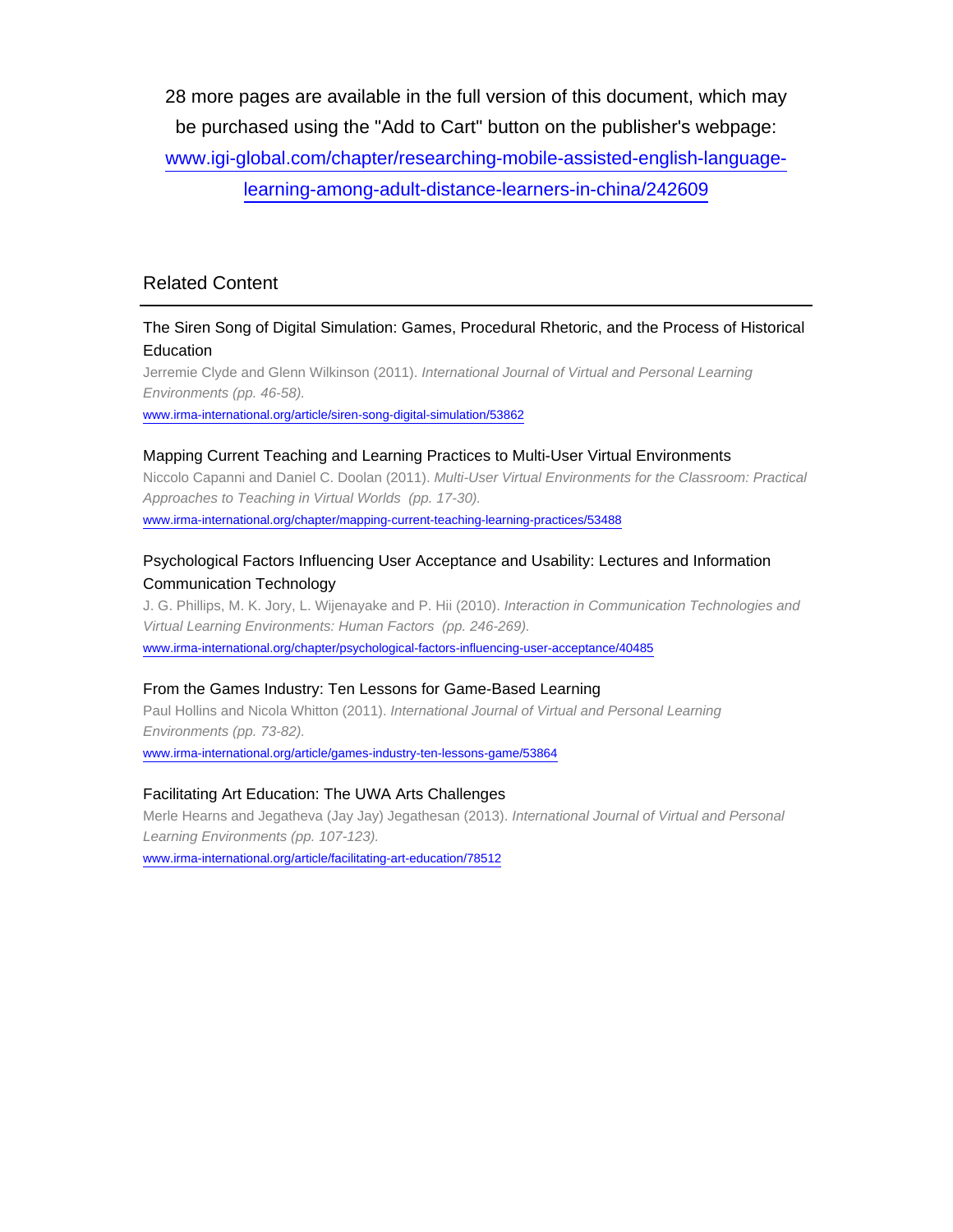28 more pages are available in the full version of this document, which may be purchased using the "Add to Cart" button on the publisher's webpage: [www.igi-global.com/chapter/researching-mobile-assisted-english-language-learning-among-adult-distance-learners-in-china/242609](www.igi-global.com/chapter/researching-mobile-assisted-english-language-learning-among-adult-distance-learners-in-china/242609)

## Related Content

**The Siren Song of Digital Simulation: Games, Procedural Rhetoric, and the Process of Historical Education**

Jerremie Clyde and Glenn Wilkinson (2011). *International Journal of Virtual and Personal Learning Environments (pp. 46-58).*

[www.irma-international.org/article/siren-song-digital-simulation/53862](www.irma-international.org/article/siren-song-digital-simulation/53862)

**Mapping Current Teaching and Learning Practices to Multi-User Virtual Environments**

Niccolo Capanni and Daniel C. Doolan (2011). *Multi-User Virtual Environments for the Classroom: Practical Approaches to Teaching in Virtual Worlds (pp. 17-30).*

[www.irma-international.org/chapter/mapping-current-teaching-learning-practices/53488](www.irma-international.org/chapter/mapping-current-teaching-learning-practices/53488)

**Psychological Factors Influencing User Acceptance and Usability: Lectures and Information Communication Technology**

J. G. Phillips, M. K. Jory, L. Wijenayake and P. Hii (2010). *Interaction in Communication Technologies and Virtual Learning Environments: Human Factors (pp. 246-269).*

[www.irma-international.org/chapter/psychological-factors-influencing-user-acceptance/40485](www.irma-international.org/chapter/psychological-factors-influencing-user-acceptance/40485)

**From the Games Industry: Ten Lessons for Game-Based Learning**

Paul Hollins and Nicola Whitton (2011). *International Journal of Virtual and Personal Learning Environments (pp. 73-82).*

[www.irma-international.org/article/games-industry-ten-lessons-game/53864](www.irma-international.org/article/games-industry-ten-lessons-game/53864)

**Facilitating Art Education: The UWA Arts Challenges**

Merle Hearns and Jegatheva (Jay Jay) Jegathesan (2013). *International Journal of Virtual and Personal Learning Environments (pp. 107-123).*

[www.irma-international.org/article/facilitating-art-education/78512](www.irma-international.org/article/facilitating-art-education/78512)